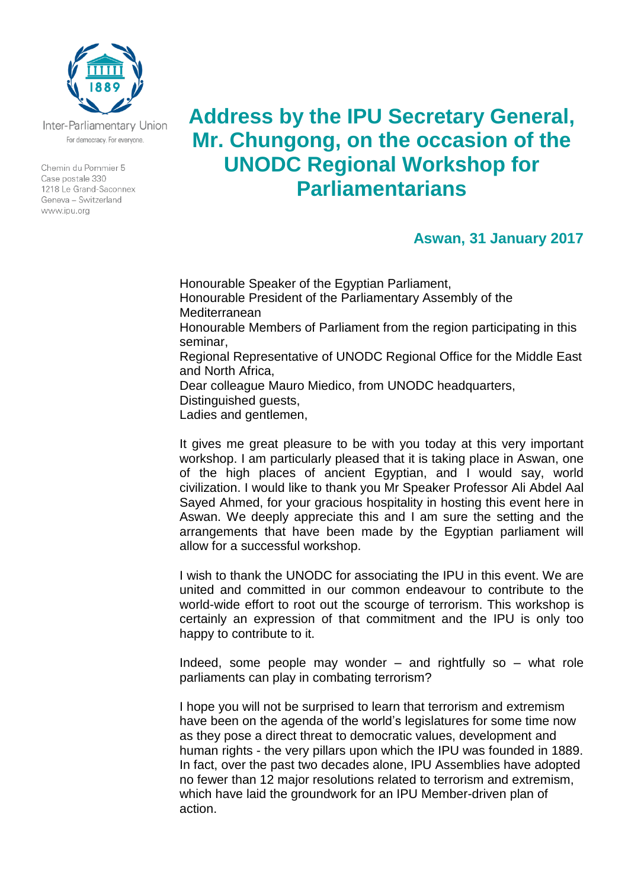Inter-Parliamentary Union

For democracy. For everyone.

Chemin du Pommier 5
Case postale 330
1218 Le Grand-Saconnex
Geneva – Switzerland
www.ipu.org

# Address by the IPU Secretary General, Mr. Chungong, on the occasion of the UNODC Regional Workshop for Parliamentarians

### Aswan, 31 January 2017

Honourable Speaker of the Egyptian Parliament,
Honourable President of the Parliamentary Assembly of the Mediterranean
Honourable Members of Parliament from the region participating in this seminar,
Regional Representative of UNODC Regional Office for the Middle East and North Africa,
Dear colleague Mauro Miedico, from UNODC headquarters,
Distinguished guests,
Ladies and gentlemen,

It gives me great pleasure to be with you today at this very important workshop. I am particularly pleased that it is taking place in Aswan, one of the high places of ancient Egyptian, and I would say, world civilization. I would like to thank you Mr Speaker Professor Ali Abdel Aal Sayed Ahmed, for your gracious hospitality in hosting this event here in Aswan. We deeply appreciate this and I am sure the setting and the arrangements that have been made by the Egyptian parliament will allow for a successful workshop.

I wish to thank the UNODC for associating the IPU in this event. We are united and committed in our common endeavour to contribute to the world-wide effort to root out the scourge of terrorism. This workshop is certainly an expression of that commitment and the IPU is only too happy to contribute to it.

Indeed, some people may wonder – and rightfully so – what role parliaments can play in combating terrorism?

I hope you will not be surprised to learn that terrorism and extremism have been on the agenda of the world's legislatures for some time now as they pose a direct threat to democratic values, development and human rights - the very pillars upon which the IPU was founded in 1889. In fact, over the past two decades alone, IPU Assemblies have adopted no fewer than 12 major resolutions related to terrorism and extremism, which have laid the groundwork for an IPU Member-driven plan of action.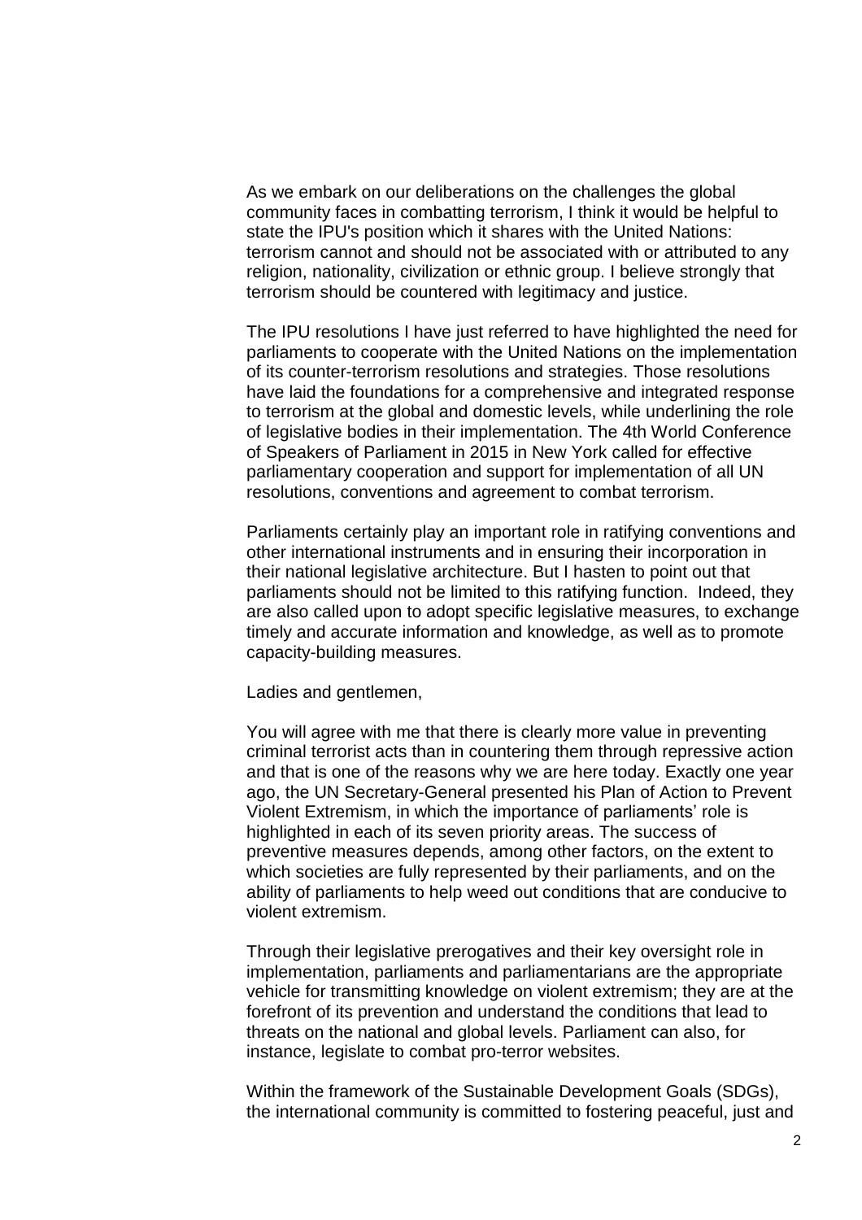As we embark on our deliberations on the challenges the global community faces in combatting terrorism, I think it would be helpful to state the IPU's position which it shares with the United Nations: terrorism cannot and should not be associated with or attributed to any religion, nationality, civilization or ethnic group. I believe strongly that terrorism should be countered with legitimacy and justice.

The IPU resolutions I have just referred to have highlighted the need for parliaments to cooperate with the United Nations on the implementation of its counter-terrorism resolutions and strategies. Those resolutions have laid the foundations for a comprehensive and integrated response to terrorism at the global and domestic levels, while underlining the role of legislative bodies in their implementation. The 4th World Conference of Speakers of Parliament in 2015 in New York called for effective parliamentary cooperation and support for implementation of all UN resolutions, conventions and agreement to combat terrorism.

Parliaments certainly play an important role in ratifying conventions and other international instruments and in ensuring their incorporation in their national legislative architecture. But I hasten to point out that parliaments should not be limited to this ratifying function. Indeed, they are also called upon to adopt specific legislative measures, to exchange timely and accurate information and knowledge, as well as to promote capacity-building measures.

Ladies and gentlemen,

You will agree with me that there is clearly more value in preventing criminal terrorist acts than in countering them through repressive action and that is one of the reasons why we are here today. Exactly one year ago, the UN Secretary-General presented his Plan of Action to Prevent Violent Extremism, in which the importance of parliaments' role is highlighted in each of its seven priority areas. The success of preventive measures depends, among other factors, on the extent to which societies are fully represented by their parliaments, and on the ability of parliaments to help weed out conditions that are conducive to violent extremism.

Through their legislative prerogatives and their key oversight role in implementation, parliaments and parliamentarians are the appropriate vehicle for transmitting knowledge on violent extremism; they are at the forefront of its prevention and understand the conditions that lead to threats on the national and global levels. Parliament can also, for instance, legislate to combat pro-terror websites.

Within the framework of the Sustainable Development Goals (SDGs), the international community is committed to fostering peaceful, just and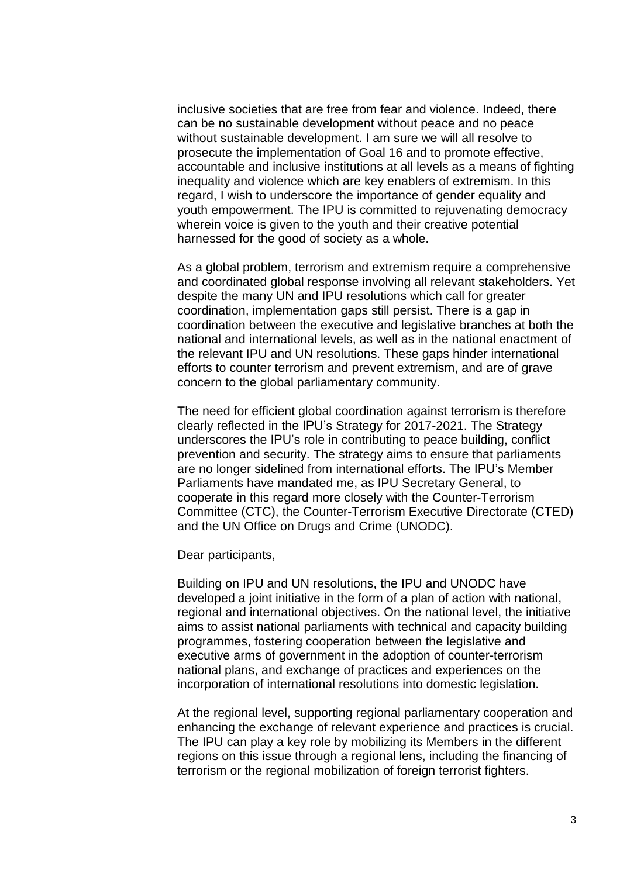inclusive societies that are free from fear and violence. Indeed, there can be no sustainable development without peace and no peace without sustainable development. I am sure we will all resolve to prosecute the implementation of Goal 16 and to promote effective, accountable and inclusive institutions at all levels as a means of fighting inequality and violence which are key enablers of extremism. In this regard, I wish to underscore the importance of gender equality and youth empowerment. The IPU is committed to rejuvenating democracy wherein voice is given to the youth and their creative potential harnessed for the good of society as a whole.

As a global problem, terrorism and extremism require a comprehensive and coordinated global response involving all relevant stakeholders. Yet despite the many UN and IPU resolutions which call for greater coordination, implementation gaps still persist. There is a gap in coordination between the executive and legislative branches at both the national and international levels, as well as in the national enactment of the relevant IPU and UN resolutions. These gaps hinder international efforts to counter terrorism and prevent extremism, and are of grave concern to the global parliamentary community.

The need for efficient global coordination against terrorism is therefore clearly reflected in the IPU's Strategy for 2017-2021. The Strategy underscores the IPU's role in contributing to peace building, conflict prevention and security. The strategy aims to ensure that parliaments are no longer sidelined from international efforts. The IPU's Member Parliaments have mandated me, as IPU Secretary General, to cooperate in this regard more closely with the Counter-Terrorism Committee (CTC), the Counter-Terrorism Executive Directorate (CTED) and the UN Office on Drugs and Crime (UNODC).

Dear participants,

Building on IPU and UN resolutions, the IPU and UNODC have developed a joint initiative in the form of a plan of action with national, regional and international objectives. On the national level, the initiative aims to assist national parliaments with technical and capacity building programmes, fostering cooperation between the legislative and executive arms of government in the adoption of counter-terrorism national plans, and exchange of practices and experiences on the incorporation of international resolutions into domestic legislation.

At the regional level, supporting regional parliamentary cooperation and enhancing the exchange of relevant experience and practices is crucial. The IPU can play a key role by mobilizing its Members in the different regions on this issue through a regional lens, including the financing of terrorism or the regional mobilization of foreign terrorist fighters.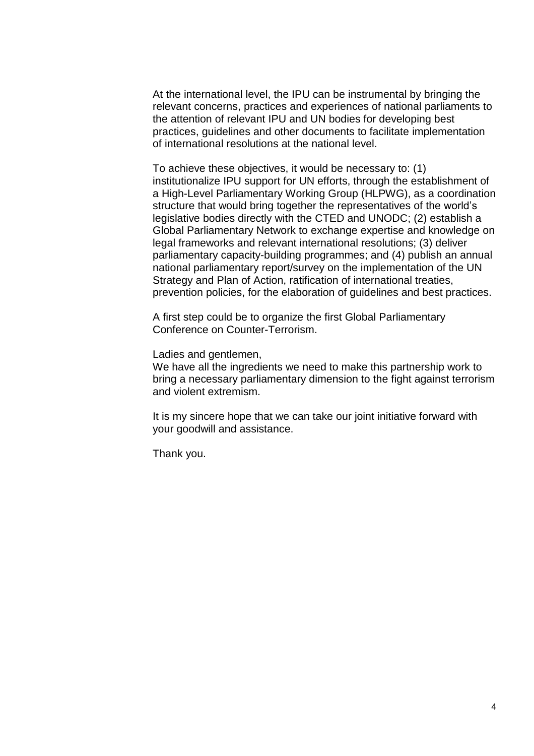At the international level, the IPU can be instrumental by bringing the relevant concerns, practices and experiences of national parliaments to the attention of relevant IPU and UN bodies for developing best practices, guidelines and other documents to facilitate implementation of international resolutions at the national level.

To achieve these objectives, it would be necessary to: (1) institutionalize IPU support for UN efforts, through the establishment of a High-Level Parliamentary Working Group (HLPWG), as a coordination structure that would bring together the representatives of the world's legislative bodies directly with the CTED and UNODC; (2) establish a Global Parliamentary Network to exchange expertise and knowledge on legal frameworks and relevant international resolutions; (3) deliver parliamentary capacity-building programmes; and (4) publish an annual national parliamentary report/survey on the implementation of the UN Strategy and Plan of Action, ratification of international treaties, prevention policies, for the elaboration of guidelines and best practices.

A first step could be to organize the first Global Parliamentary Conference on Counter-Terrorism.

Ladies and gentlemen,
We have all the ingredients we need to make this partnership work to bring a necessary parliamentary dimension to the fight against terrorism and violent extremism.

It is my sincere hope that we can take our joint initiative forward with your goodwill and assistance.

Thank you.